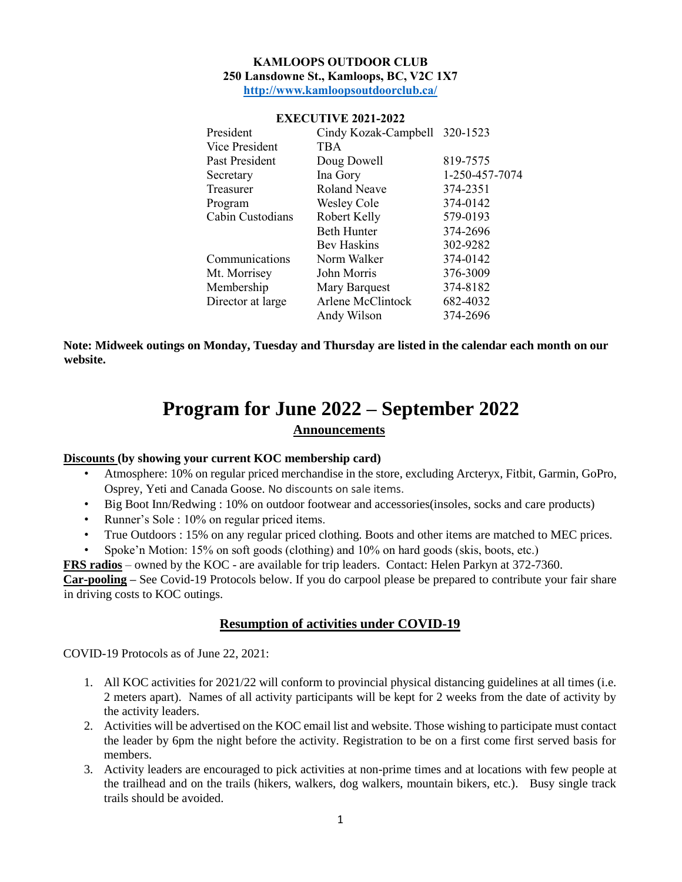**KAMLOOPS OUTDOOR CLUB**
**250 Lansdowne St., Kamloops, BC, V2C 1X7**
**http://www.kamloopsoutdoorclub.ca/**

**EXECUTIVE 2021-2022**

| | | |
|---|---|---|
| President | Cindy Kozak-Campbell | 320-1523 |
| Vice President | TBA | |
| Past President | Doug Dowell | 819-7575 |
| Secretary | Ina Gory | 1-250-457-7074 |
| Treasurer | Roland Neave | 374-2351 |
| Program | Wesley Cole | 374-0142 |
| Cabin Custodians | Robert Kelly | 579-0193 |
| | Beth Hunter | 374-2696 |
| | Bev Haskins | 302-9282 |
| Communications | Norm Walker | 374-0142 |
| Mt. Morrisey | John Morris | 376-3009 |
| Membership | Mary Barquest | 374-8182 |
| Director at large | Arlene McClintock | 682-4032 |
| | Andy Wilson | 374-2696 |

**Note: Midweek outings on Monday, Tuesday and Thursday are listed in the calendar each month on our website.**

# Program for June 2022 – September 2022

## Announcements

**Discounts (by showing your current KOC membership card)**

- Atmosphere: 10% on regular priced merchandise in the store, excluding Arcteryx, Fitbit, Garmin, GoPro, Osprey, Yeti and Canada Goose. No discounts on sale items.
- Big Boot Inn/Redwing : 10% on outdoor footwear and accessories(insoles, socks and care products)
- Runner's Sole : 10% on regular priced items.
- True Outdoors : 15% on any regular priced clothing. Boots and other items are matched to MEC prices.
- Spoke'n Motion: 15% on soft goods (clothing) and 10% on hard goods (skis, boots, etc.)

**FRS radios** – owned by the KOC - are available for trip leaders. Contact: Helen Parkyn at 372-7360.

**Car-pooling** – See Covid-19 Protocols below. If you do carpool please be prepared to contribute your fair share in driving costs to KOC outings.

## Resumption of activities under COVID-19

COVID-19 Protocols as of June 22, 2021:

1. All KOC activities for 2021/22 will conform to provincial physical distancing guidelines at all times (i.e. 2 meters apart). Names of all activity participants will be kept for 2 weeks from the date of activity by the activity leaders.
2. Activities will be advertised on the KOC email list and website. Those wishing to participate must contact the leader by 6pm the night before the activity. Registration to be on a first come first served basis for members.
3. Activity leaders are encouraged to pick activities at non-prime times and at locations with few people at the trailhead and on the trails (hikers, walkers, dog walkers, mountain bikers, etc.). Busy single track trails should be avoided.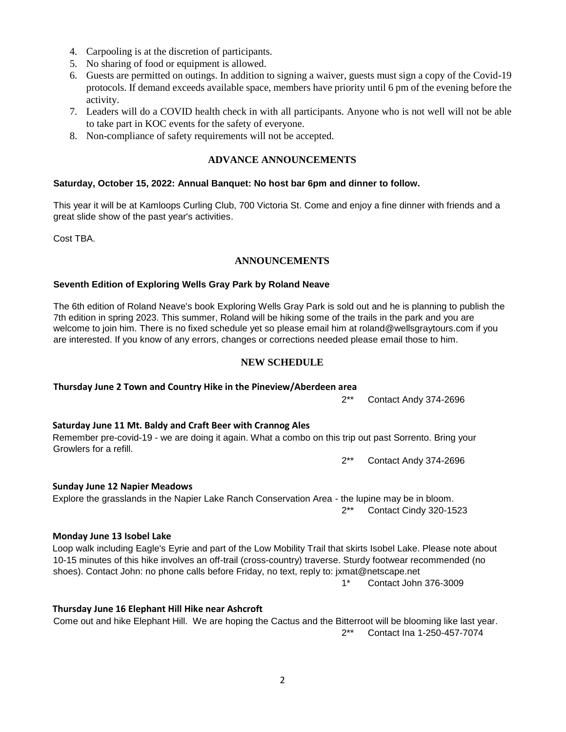4. Carpooling is at the discretion of participants.
5. No sharing of food or equipment is allowed.
6. Guests are permitted on outings. In addition to signing a waiver, guests must sign a copy of the Covid-19 protocols. If demand exceeds available space, members have priority until 6 pm of the evening before the activity.
7. Leaders will do a COVID health check in with all participants. Anyone who is not well will not be able to take part in KOC events for the safety of everyone.
8. Non-compliance of safety requirements will not be accepted.

## ADVANCE ANNOUNCEMENTS

**Saturday, October 15, 2022: Annual Banquet: No host bar 6pm and dinner to follow.**

This year it will be at Kamloops Curling Club, 700 Victoria St. Come and enjoy a fine dinner with friends and a great slide show of the past year's activities.

Cost TBA.

## ANNOUNCEMENTS

**Seventh Edition of Exploring Wells Gray Park by Roland Neave**

The 6th edition of Roland Neave's book Exploring Wells Gray Park is sold out and he is planning to publish the 7th edition in spring 2023. This summer, Roland will be hiking some of the trails in the park and you are welcome to join him. There is no fixed schedule yet so please email him at roland@wellsgraytours.com if you are interested. If you know of any errors, changes or corrections needed please email those to him.

## NEW SCHEDULE

**Thursday June 2 Town and Country Hike in the Pineview/Aberdeen area**

2** Contact Andy 374-2696

**Saturday June 11 Mt. Baldy and Craft Beer with Crannog Ales**

Remember pre-covid-19 - we are doing it again. What a combo on this trip out past Sorrento. Bring your Growlers for a refill.

2** Contact Andy 374-2696

**Sunday June 12 Napier Meadows**

Explore the grasslands in the Napier Lake Ranch Conservation Area - the lupine may be in bloom.

2** Contact Cindy 320-1523

**Monday June 13 Isobel Lake**

Loop walk including Eagle's Eyrie and part of the Low Mobility Trail that skirts Isobel Lake. Please note about 10-15 minutes of this hike involves an off-trail (cross-country) traverse. Sturdy footwear recommended (no shoes). Contact John: no phone calls before Friday, no text, reply to: jxmat@netscape.net

1* Contact John 376-3009

**Thursday June 16 Elephant Hill Hike near Ashcroft**

Come out and hike Elephant Hill. We are hoping the Cactus and the Bitterroot will be blooming like last year.

2** Contact Ina 1-250-457-7074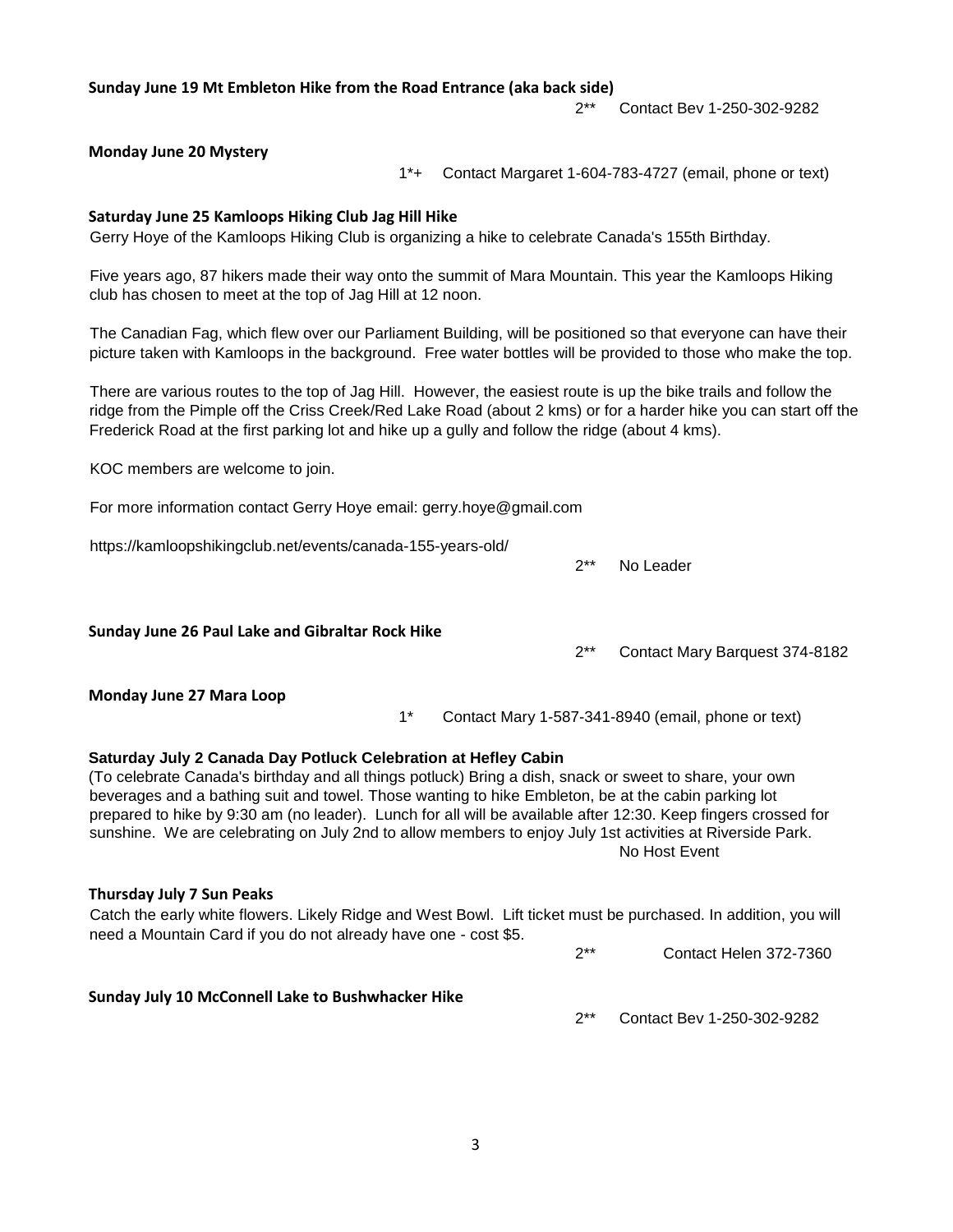**Sunday June 19 Mt Embleton Hike from the Road Entrance (aka back side)**

2** Contact Bev 1-250-302-9282

**Monday June 20 Mystery**

1*+ Contact Margaret 1-604-783-4727 (email, phone or text)

**Saturday June 25 Kamloops Hiking Club Jag Hill Hike**

Gerry Hoye of the Kamloops Hiking Club is organizing a hike to celebrate Canada's 155th Birthday.

Five years ago, 87 hikers made their way onto the summit of Mara Mountain. This year the Kamloops Hiking club has chosen to meet at the top of Jag Hill at 12 noon.

The Canadian Fag, which flew over our Parliament Building, will be positioned so that everyone can have their picture taken with Kamloops in the background. Free water bottles will be provided to those who make the top.

There are various routes to the top of Jag Hill. However, the easiest route is up the bike trails and follow the ridge from the Pimple off the Criss Creek/Red Lake Road (about 2 kms) or for a harder hike you can start off the Frederick Road at the first parking lot and hike up a gully and follow the ridge (about 4 kms).

KOC members are welcome to join.

For more information contact Gerry Hoye email: gerry.hoye@gmail.com

https://kamloopshikingclub.net/events/canada-155-years-old/

2** No Leader

**Sunday June 26 Paul Lake and Gibraltar Rock Hike**

2** Contact Mary Barquest 374-8182

**Monday June 27 Mara Loop**

1* Contact Mary 1-587-341-8940 (email, phone or text)

**Saturday July 2 Canada Day Potluck Celebration at Hefley Cabin**

(To celebrate Canada's birthday and all things potluck) Bring a dish, snack or sweet to share, your own beverages and a bathing suit and towel. Those wanting to hike Embleton, be at the cabin parking lot prepared to hike by 9:30 am (no leader). Lunch for all will be available after 12:30. Keep fingers crossed for sunshine. We are celebrating on July 2nd to allow members to enjoy July 1st activities at Riverside Park.

No Host Event

**Thursday July 7 Sun Peaks**

Catch the early white flowers. Likely Ridge and West Bowl. Lift ticket must be purchased. In addition, you will need a Mountain Card if you do not already have one - cost $5.

2** Contact Helen 372-7360

**Sunday July 10 McConnell Lake to Bushwhacker Hike**

2** Contact Bev 1-250-302-9282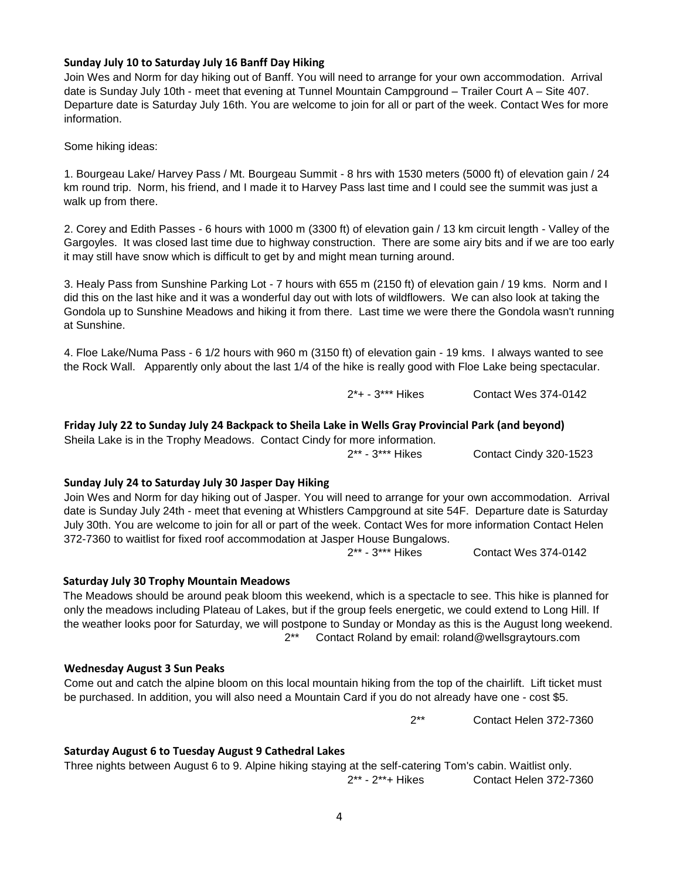**Sunday July 10 to Saturday July 16 Banff Day Hiking**

Join Wes and Norm for day hiking out of Banff. You will need to arrange for your own accommodation. Arrival date is Sunday July 10th - meet that evening at Tunnel Mountain Campground – Trailer Court A – Site 407. Departure date is Saturday July 16th. You are welcome to join for all or part of the week. Contact Wes for more information.

Some hiking ideas:

1. Bourgeau Lake/ Harvey Pass / Mt. Bourgeau Summit - 8 hrs with 1530 meters (5000 ft) of elevation gain / 24 km round trip. Norm, his friend, and I made it to Harvey Pass last time and I could see the summit was just a walk up from there.

2. Corey and Edith Passes - 6 hours with 1000 m (3300 ft) of elevation gain / 13 km circuit length - Valley of the Gargoyles. It was closed last time due to highway construction. There are some airy bits and if we are too early it may still have snow which is difficult to get by and might mean turning around.

3. Healy Pass from Sunshine Parking Lot - 7 hours with 655 m (2150 ft) of elevation gain / 19 kms. Norm and I did this on the last hike and it was a wonderful day out with lots of wildflowers. We can also look at taking the Gondola up to Sunshine Meadows and hiking it from there. Last time we were there the Gondola wasn't running at Sunshine.

4. Floe Lake/Numa Pass - 6 1/2 hours with 960 m (3150 ft) of elevation gain - 19 kms. I always wanted to see the Rock Wall. Apparently only about the last 1/4 of the hike is really good with Floe Lake being spectacular.

2*+ - 3*** Hikes Contact Wes 374-0142

**Friday July 22 to Sunday July 24 Backpack to Sheila Lake in Wells Gray Provincial Park (and beyond)**

Sheila Lake is in the Trophy Meadows. Contact Cindy for more information.

2** - 3*** Hikes Contact Cindy 320-1523

**Sunday July 24 to Saturday July 30 Jasper Day Hiking**

Join Wes and Norm for day hiking out of Jasper. You will need to arrange for your own accommodation. Arrival date is Sunday July 24th - meet that evening at Whistlers Campground at site 54F. Departure date is Saturday July 30th. You are welcome to join for all or part of the week. Contact Wes for more information Contact Helen 372-7360 to waitlist for fixed roof accommodation at Jasper House Bungalows.

2** - 3*** Hikes Contact Wes 374-0142

**Saturday July 30 Trophy Mountain Meadows**

The Meadows should be around peak bloom this weekend, which is a spectacle to see. This hike is planned for only the meadows including Plateau of Lakes, but if the group feels energetic, we could extend to Long Hill. If the weather looks poor for Saturday, we will postpone to Sunday or Monday as this is the August long weekend.

2** Contact Roland by email: roland@wellsgraytours.com

**Wednesday August 3 Sun Peaks**

Come out and catch the alpine bloom on this local mountain hiking from the top of the chairlift. Lift ticket must be purchased. In addition, you will also need a Mountain Card if you do not already have one - cost $5.

2** Contact Helen 372-7360

**Saturday August 6 to Tuesday August 9 Cathedral Lakes**

Three nights between August 6 to 9. Alpine hiking staying at the self-catering Tom's cabin. Waitlist only.

2** - 2**+ Hikes Contact Helen 372-7360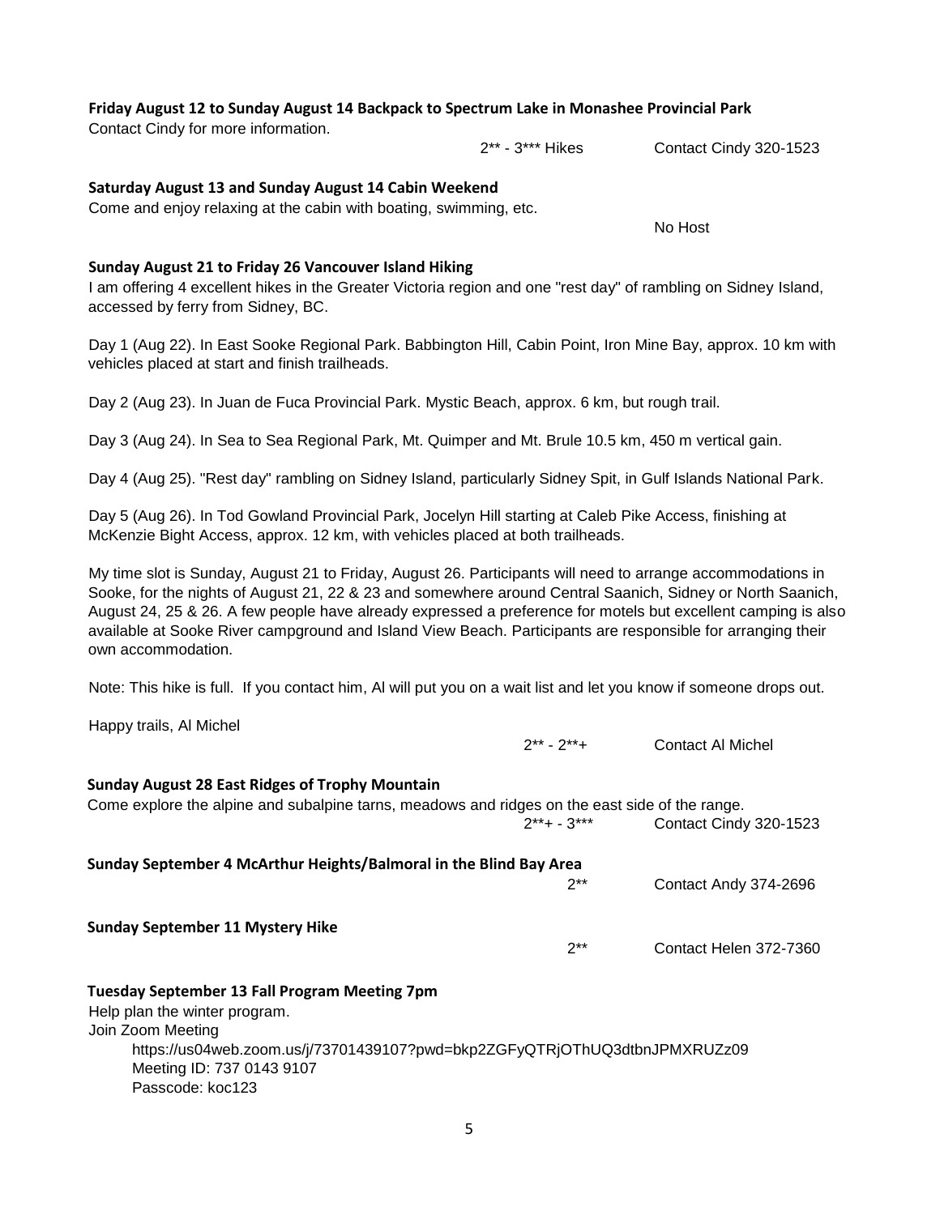**Friday August 12 to Sunday August 14 Backpack to Spectrum Lake in Monashee Provincial Park**

Contact Cindy for more information.

2** - 3*** Hikes Contact Cindy 320-1523

**Saturday August 13 and Sunday August 14 Cabin Weekend**

Come and enjoy relaxing at the cabin with boating, swimming, etc.

No Host

**Sunday August 21 to Friday 26 Vancouver Island Hiking**

I am offering 4 excellent hikes in the Greater Victoria region and one "rest day" of rambling on Sidney Island, accessed by ferry from Sidney, BC.

Day 1 (Aug 22). In East Sooke Regional Park. Babbington Hill, Cabin Point, Iron Mine Bay, approx. 10 km with vehicles placed at start and finish trailheads.

Day 2 (Aug 23). In Juan de Fuca Provincial Park. Mystic Beach, approx. 6 km, but rough trail.

Day 3 (Aug 24). In Sea to Sea Regional Park, Mt. Quimper and Mt. Brule 10.5 km, 450 m vertical gain.

Day 4 (Aug 25). "Rest day" rambling on Sidney Island, particularly Sidney Spit, in Gulf Islands National Park.

Day 5 (Aug 26). In Tod Gowland Provincial Park, Jocelyn Hill starting at Caleb Pike Access, finishing at McKenzie Bight Access, approx. 12 km, with vehicles placed at both trailheads.

My time slot is Sunday, August 21 to Friday, August 26. Participants will need to arrange accommodations in Sooke, for the nights of August 21, 22 & 23 and somewhere around Central Saanich, Sidney or North Saanich, August 24, 25 & 26. A few people have already expressed a preference for motels but excellent camping is also available at Sooke River campground and Island View Beach. Participants are responsible for arranging their own accommodation.

Note: This hike is full. If you contact him, Al will put you on a wait list and let you know if someone drops out.

Happy trails, Al Michel

2** - 2**+ Contact Al Michel

**Sunday August 28 East Ridges of Trophy Mountain**

Come explore the alpine and subalpine tarns, meadows and ridges on the east side of the range.

2**+ - 3*** Contact Cindy 320-1523

**Sunday September 4 McArthur Heights/Balmoral in the Blind Bay Area**

2** Contact Andy 374-2696

**Sunday September 11 Mystery Hike**

2** Contact Helen 372-7360

**Tuesday September 13 Fall Program Meeting 7pm**

Help plan the winter program.

Join Zoom Meeting

https://us04web.zoom.us/j/73701439107?pwd=bkp2ZGFyQTRjOThUQ3dtbnJPMXRUZz09

Meeting ID: 737 0143 9107

Passcode: koc123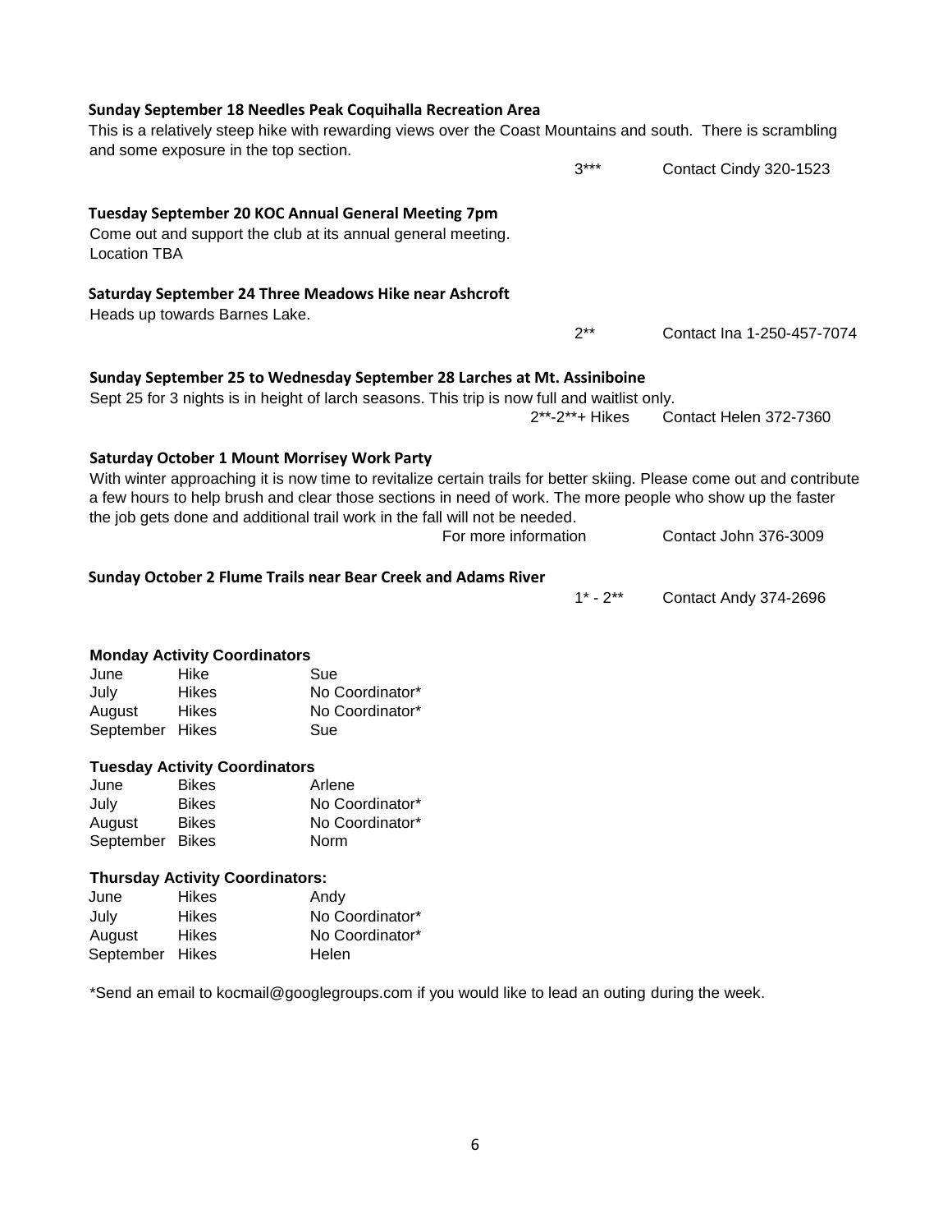**Sunday September 18 Needles Peak Coquihalla Recreation Area**

This is a relatively steep hike with rewarding views over the Coast Mountains and south. There is scrambling and some exposure in the top section.

3*** Contact Cindy 320-1523

**Tuesday September 20 KOC Annual General Meeting 7pm**

Come out and support the club at its annual general meeting.
Location TBA

**Saturday September 24 Three Meadows Hike near Ashcroft**

Heads up towards Barnes Lake.

2** Contact Ina 1-250-457-7074

**Sunday September 25 to Wednesday September 28 Larches at Mt. Assiniboine**

Sept 25 for 3 nights is in height of larch seasons. This trip is now full and waitlist only.

2**-2**+ Hikes Contact Helen 372-7360

**Saturday October 1 Mount Morrisey Work Party**

With winter approaching it is now time to revitalize certain trails for better skiing. Please come out and contribute a few hours to help brush and clear those sections in need of work. The more people who show up the faster the job gets done and additional trail work in the fall will not be needed.

For more information Contact John 376-3009

**Sunday October 2 Flume Trails near Bear Creek and Adams River**

1* - 2** Contact Andy 374-2696

**Monday Activity Coordinators**

| | | |
|---|---|---|
| June | Hike | Sue |
| July | Hikes | No Coordinator* |
| August | Hikes | No Coordinator* |
| September | Hikes | Sue |

**Tuesday Activity Coordinators**

| | | |
|---|---|---|
| June | Bikes | Arlene |
| July | Bikes | No Coordinator* |
| August | Bikes | No Coordinator* |
| September | Bikes | Norm |

**Thursday Activity Coordinators:**

| | | |
|---|---|---|
| June | Hikes | Andy |
| July | Hikes | No Coordinator* |
| August | Hikes | No Coordinator* |
| September | Hikes | Helen |

*Send an email to kocmail@googlegroups.com if you would like to lead an outing during the week.